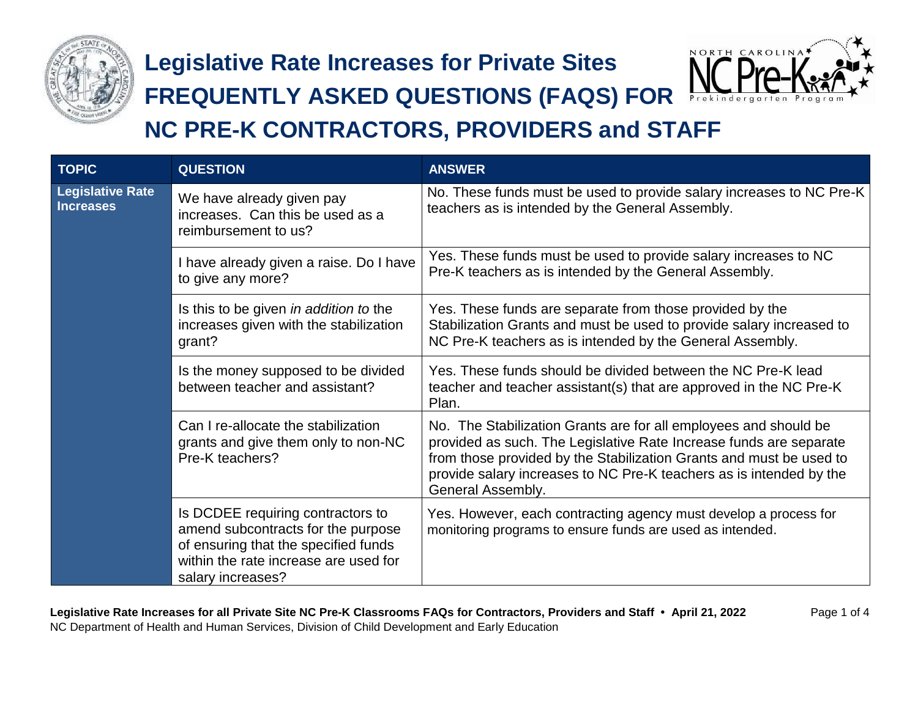# Legislative Rate Increases for Private Sites FREQUENTLY ASKED QUESTIONS (FAQS) FOR NC PRE-K CONTRACTORS, PROVIDERS and STAFF

| TOPIC | QUESTION | ANSWER |
| --- | --- | --- |
| **Legislative Rate Increases** | We have already given pay increases. Can this be used as a reimbursement to us? | No. These funds must be used to provide salary increases to NC Pre-K teachers as is intended by the General Assembly. |
| | I have already given a raise. Do I have to give any more? | Yes. These funds must be used to provide salary increases to NC Pre-K teachers as is intended by the General Assembly. |
| | Is this to be given *in addition to* the increases given with the stabilization grant? | Yes. These funds are separate from those provided by the Stabilization Grants and must be used to provide salary increased to NC Pre-K teachers as is intended by the General Assembly. |
| | Is the money supposed to be divided between teacher and assistant? | Yes. These funds should be divided between the NC Pre-K lead teacher and teacher assistant(s) that are approved in the NC Pre-K Plan. |
| | Can I re-allocate the stabilization grants and give them only to non-NC Pre-K teachers? | No. The Stabilization Grants are for all employees and should be provided as such. The Legislative Rate Increase funds are separate from those provided by the Stabilization Grants and must be used to provide salary increases to NC Pre-K teachers as is intended by the General Assembly. |
| | Is DCDEE requiring contractors to amend subcontracts for the purpose of ensuring that the specified funds within the rate increase are used for salary increases? | Yes. However, each contracting agency must develop a process for monitoring programs to ensure funds are used as intended. |

**Legislative Rate Increases for all Private Site NC Pre-K Classrooms FAQs for Contractors, Providers and Staff • April 21, 2022**
NC Department of Health and Human Services, Division of Child Development and Early Education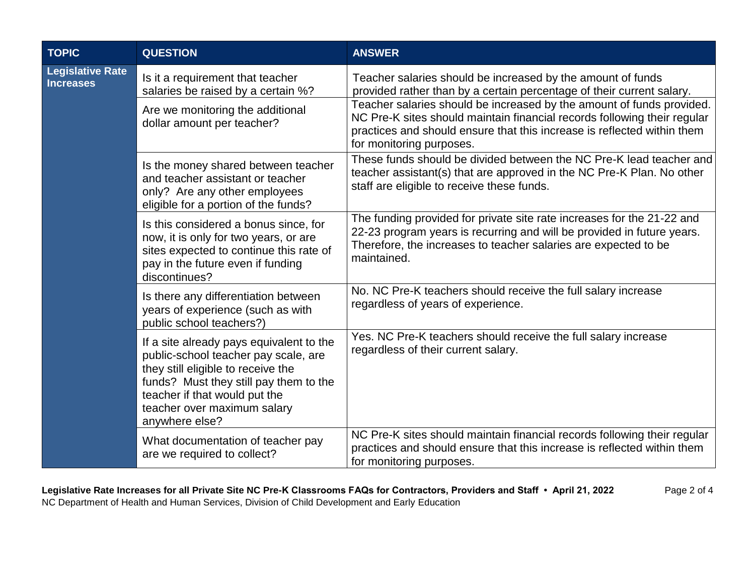| TOPIC | QUESTION | ANSWER |
|---|---|---|
| **Legislative Rate Increases** | Is it a requirement that teacher salaries be raised by a certain %? | Teacher salaries should be increased by the amount of funds provided rather than by a certain percentage of their current salary. |
| | Are we monitoring the additional dollar amount per teacher? | Teacher salaries should be increased by the amount of funds provided. NC Pre-K sites should maintain financial records following their regular practices and should ensure that this increase is reflected within them for monitoring purposes. |
| | Is the money shared between teacher and teacher assistant or teacher only? Are any other employees eligible for a portion of the funds? | These funds should be divided between the NC Pre-K lead teacher and teacher assistant(s) that are approved in the NC Pre-K Plan. No other staff are eligible to receive these funds. |
| | Is this considered a bonus since, for now, it is only for two years, or are sites expected to continue this rate of pay in the future even if funding discontinues? | The funding provided for private site rate increases for the 21-22 and 22-23 program years is recurring and will be provided in future years. Therefore, the increases to teacher salaries are expected to be maintained. |
| | Is there any differentiation between years of experience (such as with public school teachers?) | No. NC Pre-K teachers should receive the full salary increase regardless of years of experience. |
| | If a site already pays equivalent to the public-school teacher pay scale, are they still eligible to receive the funds? Must they still pay them to the teacher if that would put the teacher over maximum salary anywhere else? | Yes. NC Pre-K teachers should receive the full salary increase regardless of their current salary. |
| | What documentation of teacher pay are we required to collect? | NC Pre-K sites should maintain financial records following their regular practices and should ensure that this increase is reflected within them for monitoring purposes. |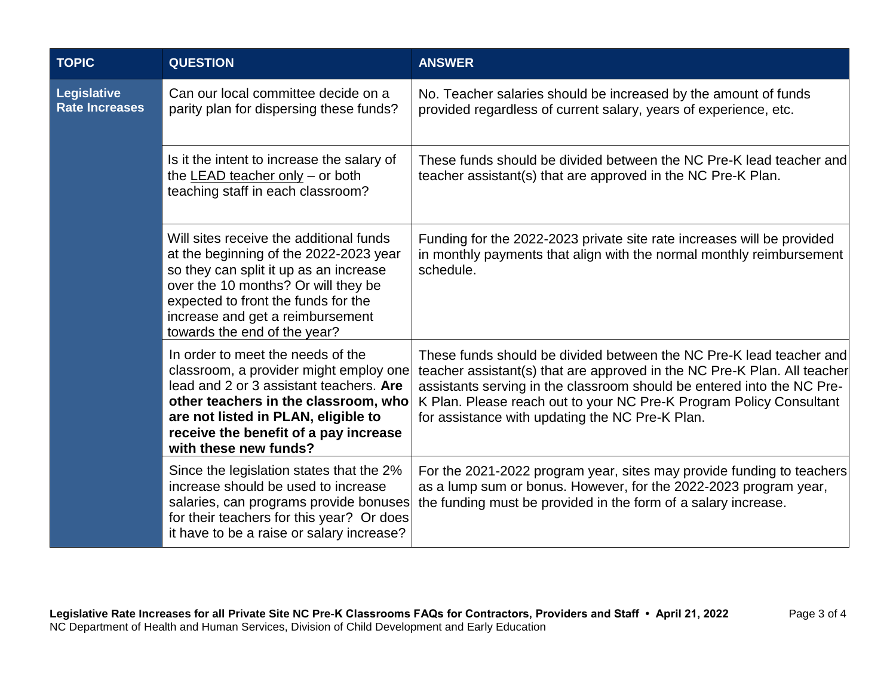| TOPIC | QUESTION | ANSWER |
| --- | --- | --- |
| **Legislative Rate Increases** | Can our local committee decide on a parity plan for dispersing these funds? | No. Teacher salaries should be increased by the amount of funds provided regardless of current salary, years of experience, etc. |
| | Is it the intent to increase the salary of the LEAD teacher only – or both teaching staff in each classroom? | These funds should be divided between the NC Pre-K lead teacher and teacher assistant(s) that are approved in the NC Pre-K Plan. |
| | Will sites receive the additional funds at the beginning of the 2022-2023 year so they can split it up as an increase over the 10 months? Or will they be expected to front the funds for the increase and get a reimbursement towards the end of the year? | Funding for the 2022-2023 private site rate increases will be provided in monthly payments that align with the normal monthly reimbursement schedule. |
| | In order to meet the needs of the classroom, a provider might employ one lead and 2 or 3 assistant teachers. **Are other teachers in the classroom, who are not listed in PLAN, eligible to receive the benefit of a pay increase with these new funds?** | These funds should be divided between the NC Pre-K lead teacher and teacher assistant(s) that are approved in the NC Pre-K Plan. All teacher assistants serving in the classroom should be entered into the NC Pre-K Plan. Please reach out to your NC Pre-K Program Policy Consultant for assistance with updating the NC Pre-K Plan. |
| | Since the legislation states that the 2% increase should be used to increase salaries, can programs provide bonuses for their teachers for this year? Or does it have to be a raise or salary increase? | For the 2021-2022 program year, sites may provide funding to teachers as a lump sum or bonus. However, for the 2022-2023 program year, the funding must be provided in the form of a salary increase. |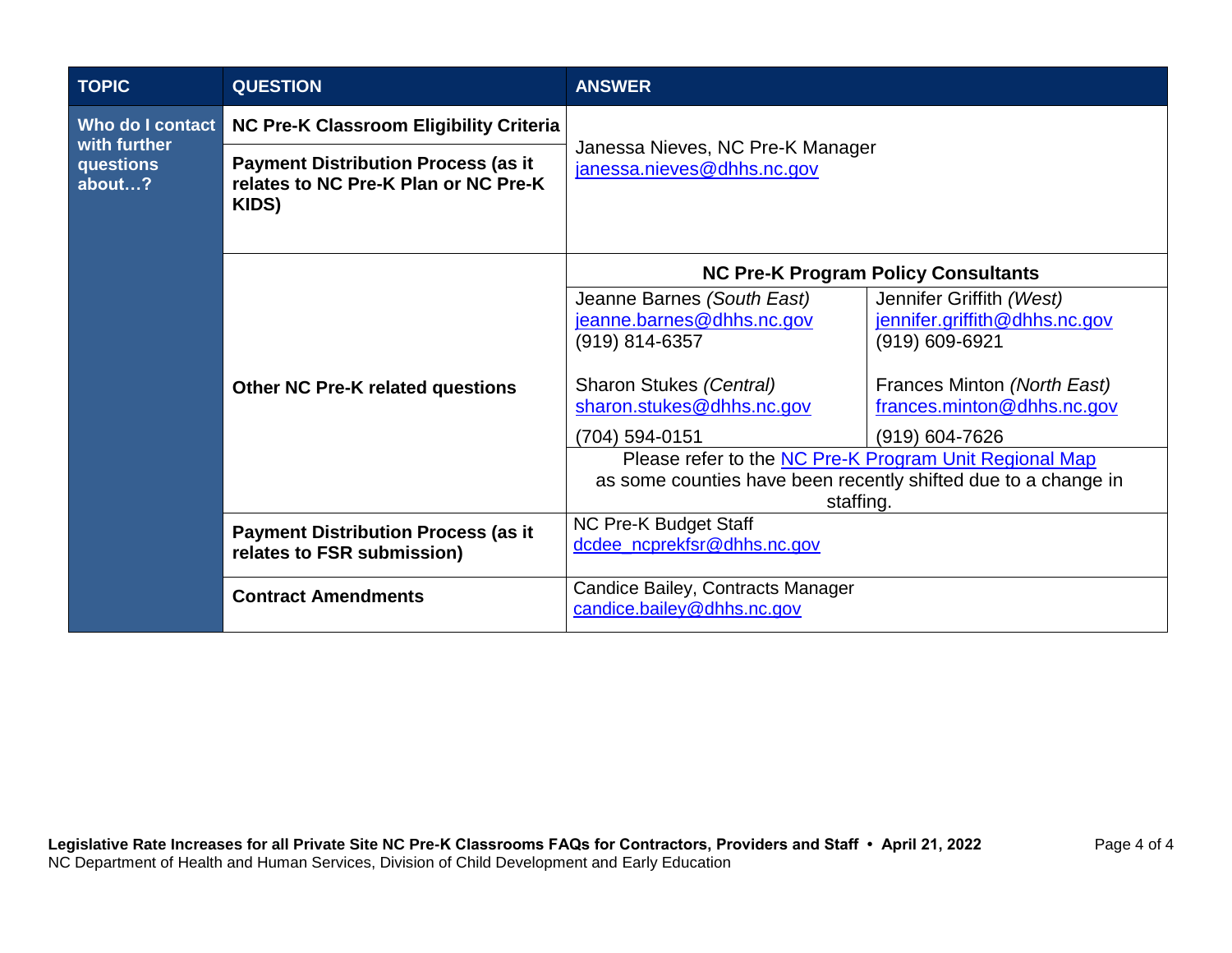| TOPIC | QUESTION | ANSWER |
|---|---|---|
| **Who do I contact with further questions about…?** | **NC Pre-K Classroom Eligibility Criteria** | Janessa Nieves, NC Pre-K Manager<br>janessa.nieves@dhhs.nc.gov |
| | **Payment Distribution Process (as it relates to NC Pre-K Plan or NC Pre-K KIDS)** | Janessa Nieves, NC Pre-K Manager<br>janessa.nieves@dhhs.nc.gov |
| | **Other NC Pre-K related questions** | **NC Pre-K Program Policy Consultants**<br>Jeanne Barnes *(South East)*<br>jeanne.barnes@dhhs.nc.gov<br>(919) 814-6357<br><br>Jennifer Griffith *(West)*<br>jennifer.griffith@dhhs.nc.gov<br>(919) 609-6921<br><br>Sharon Stukes *(Central)*<br>sharon.stukes@dhhs.nc.gov<br>(704) 594-0151<br><br>Frances Minton *(North East)*<br>frances.minton@dhhs.nc.gov<br>(919) 604-7626<br><br>Please refer to the NC Pre-K Program Unit Regional Map as some counties have been recently shifted due to a change in staffing. |
| | **Payment Distribution Process (as it relates to FSR submission)** | NC Pre-K Budget Staff<br>dcdee_ncprekfsr@dhhs.nc.gov |
| | **Contract Amendments** | Candice Bailey, Contracts Manager<br>candice.bailey@dhhs.nc.gov |